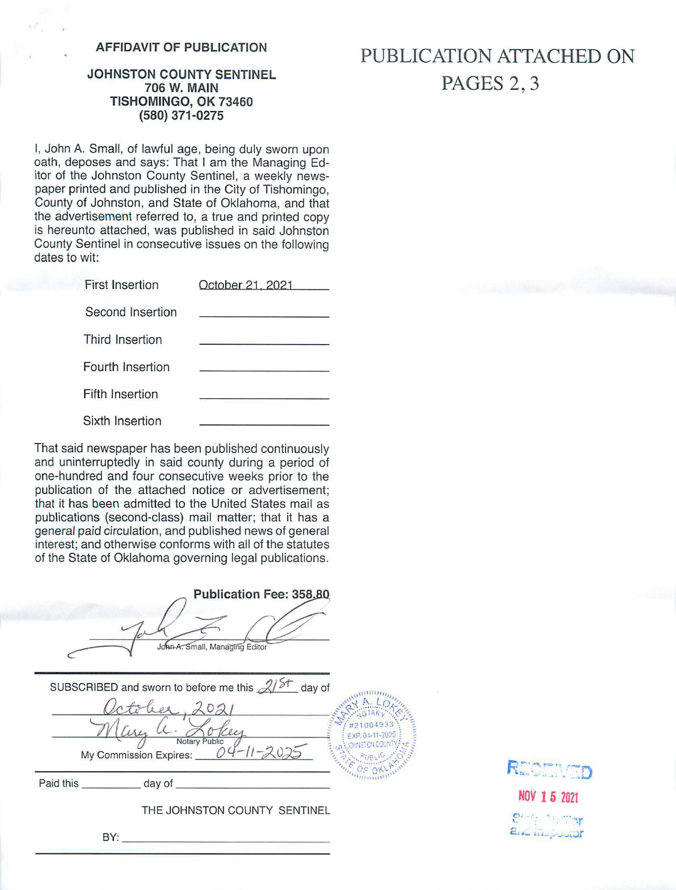## AFFIDAVIT OF PUBLICATION

**JOHNSTON COUNTY SENTINEL**
**706 W. MAIN**
**TISHOMINGO, OK 73460**
**(580) 371-0275**

# PUBLICATION ATTACHED ON PAGES 2, 3

I, John A. Small, of lawful age, being duly sworn upon oath, deposes and says: That I am the Managing Editor of the Johnston County Sentinel, a weekly newspaper printed and published in the City of Tishomingo, County of Johnston, and State of Oklahoma, and that the advertisement referred to, a true and printed copy is hereunto attached, was published in said Johnston County Sentinel in consecutive issues on the following dates to wit:

| | |
|---|---|
| First Insertion | October 21, 2021 |
| Second Insertion | |
| Third Insertion | |
| Fourth Insertion | |
| Fifth Insertion | |
| Sixth Insertion | |

That said newspaper has been published continuously and uninterruptedly in said county during a period of one-hundred and four consecutive weeks prior to the publication of the attached notice or advertisement; that it has been admitted to the United States mail as publications (second-class) mail matter; that it has a general paid circulation, and published news of general interest; and otherwise conforms with all of the statutes of the State of Oklahoma governing legal publications.

**Publication Fee: 358.80**

John A. Small, Managing Editor

SUBSCRIBED and sworn to before me this 21st day of October, 2021

Mary A. Lokey
Notary Public

My Commission Expires: 04-11-2025

MARY A. LOKEY
NOTARY
#21004933
EXP. 04-11-2025
JOHNSTON COUNTY
PUBLIC
STATE OF OKLAHOMA

Paid this ________ day of ________

THE JOHNSTON COUNTY SENTINEL

BY: ________

RECEIVED
NOV 15 2021
State Auditor and Inspector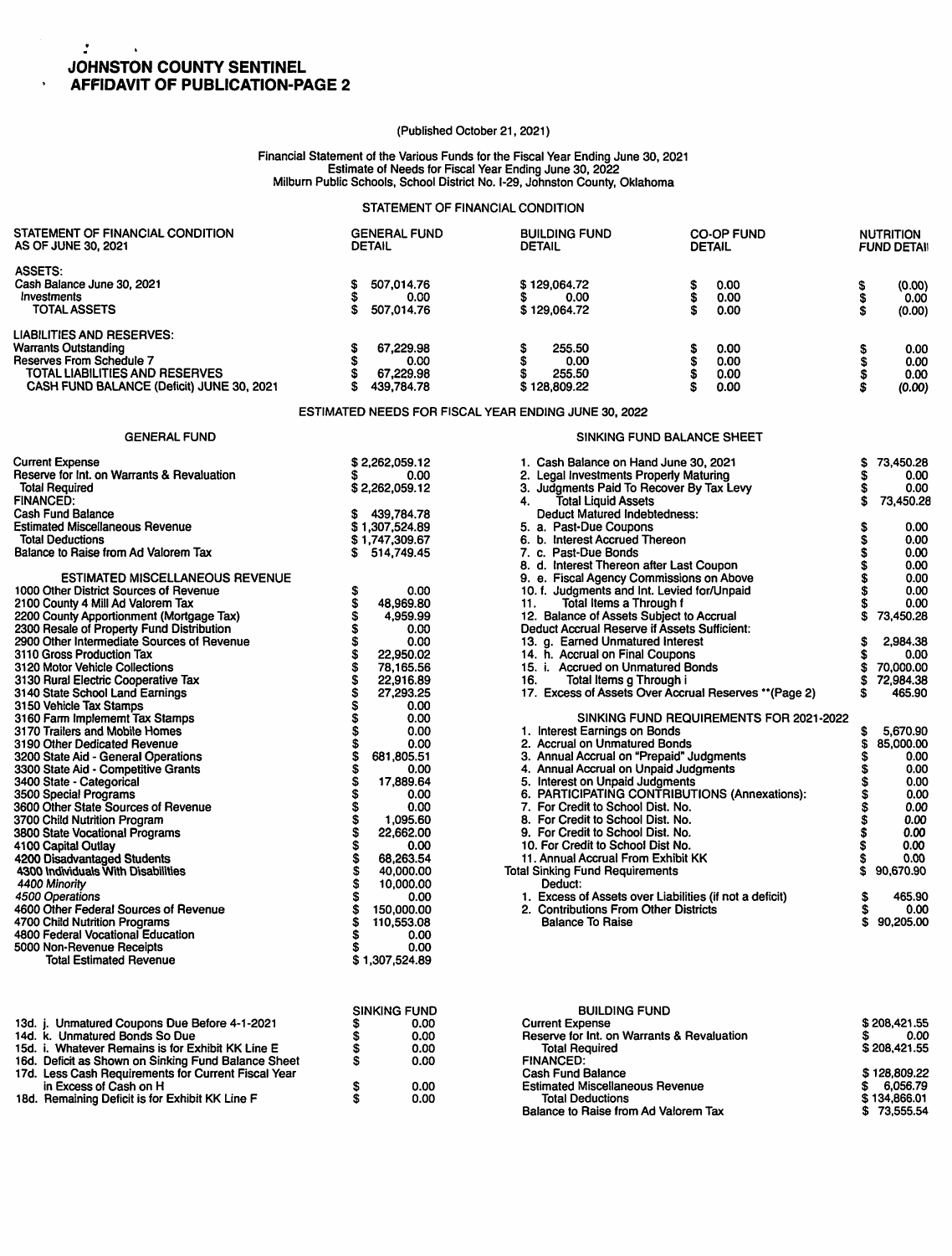## JOHNSTON COUNTY SENTINEL
## AFFIDAVIT OF PUBLICATION-PAGE 2

(Published October 21, 2021)

Financial Statement of the Various Funds for the Fiscal Year Ending June 30, 2021
Estimate of Needs for Fiscal Year Ending June 30, 2022
Milburn Public Schools, School District No. I-29, Johnston County, Oklahoma

### STATEMENT OF FINANCIAL CONDITION

| STATEMENT OF FINANCIAL CONDITION AS OF JUNE 30, 2021 | GENERAL FUND DETAIL | BUILDING FUND DETAIL | CO-OP FUND DETAIL | NUTRITION FUND DETAIL |
|---|---|---|---|---|
| ASSETS: | | | | |
| Cash Balance June 30, 2021 | $ 507,014.76 | $ 129,064.72 | $ 0.00 | $ (0.00) |
| Investments | $ 0.00 | $ 0.00 | $ 0.00 | $ 0.00 |
| TOTAL ASSETS | $ 507,014.76 | $ 129,064.72 | $ 0.00 | $ (0.00) |
| LIABILITIES AND RESERVES: | | | | |
| Warrants Outstanding | $ 67,229.98 | $ 255.50 | $ 0.00 | $ 0.00 |
| Reserves From Schedule 7 | $ 0.00 | $ 0.00 | $ 0.00 | $ 0.00 |
| TOTAL LIABILITIES AND RESERVES | $ 67,229.98 | $ 255.50 | $ 0.00 | $ 0.00 |
| CASH FUND BALANCE (Deficit) JUNE 30, 2021 | $ 439,784.78 | $ 128,809.22 | $ 0.00 | $ (0.00) |

### ESTIMATED NEEDS FOR FISCAL YEAR ENDING JUNE 30, 2022

#### GENERAL FUND

| | |
|---|---|
| Current Expense | $ 2,262,059.12 |
| Reserve for Int. on Warrants & Revaluation | $ 0.00 |
| Total Required | $ 2,262,059.12 |
| FINANCED: | |
| Cash Fund Balance | $ 439,784.78 |
| Estimated Miscellaneous Revenue | $ 1,307,524.89 |
| Total Deductions | $ 1,747,309.67 |
| Balance to Raise from Ad Valorem Tax | $ 514,749.45 |

| ESTIMATED MISCELLANEOUS REVENUE | |
|---|---|
| 1000 Other District Sources of Revenue | $ 0.00 |
| 2100 County 4 Mill Ad Valorem Tax | $ 48,969.80 |
| 2200 County Apportionment (Mortgage Tax) | $ 4,959.99 |
| 2300 Resale of Property Fund Distribution | $ 0.00 |
| 2900 Other Intermediate Sources of Revenue | $ 0.00 |
| 3110 Gross Production Tax | $ 22,950.02 |
| 3120 Motor Vehicle Collections | $ 78,165.56 |
| 3130 Rural Electric Cooperative Tax | $ 22,916.89 |
| 3140 State School Land Earnings | $ 27,293.25 |
| 3150 Vehicle Tax Stamps | $ 0.00 |
| 3160 Farm Implememt Tax Stamps | $ 0.00 |
| 3170 Trailers and Mobile Homes | $ 0.00 |
| 3190 Other Dedicated Revenue | $ 0.00 |
| 3200 State Aid - General Operations | $ 681,805.51 |
| 3300 State Aid - Competitive Grants | $ 0.00 |
| 3400 State - Categorical | $ 17,889.64 |
| 3500 Special Programs | $ 0.00 |
| 3600 Other State Sources of Revenue | $ 0.00 |
| 3700 Child Nutrition Program | $ 1,095.60 |
| 3800 State Vocational Programs | $ 22,662.00 |
| 4100 Capital Outlay | $ 0.00 |
| 4200 Disadvantaged Students | $ 68,263.54 |
| 4300 Individuals With Disabilities | $ 40,000.00 |
| *4400 Minority* | $ 10,000.00 |
| *4500 Operations* | $ 0.00 |
| 4600 Other Federal Sources of Revenue | $ 150,000.00 |
| 4700 Child Nutrition Programs | $ 110,553.08 |
| 4800 Federal Vocational Education | $ 0.00 |
| 5000 Non-Revenue Receipts | $ 0.00 |
| Total Estimated Revenue | $ 1,307,524.89 |

#### SINKING FUND BALANCE SHEET

| | |
|---|---|
| 1. Cash Balance on Hand June 30, 2021 | $ 73,450.28 |
| 2. Legal Investments Properly Maturing | $ 0.00 |
| 3. Judgments Paid To Recover By Tax Levy | $ 0.00 |
| 4. Total Liquid Assets | $ 73,450.28 |
| Deduct Matured Indebtedness: | |
| 5. a. Past-Due Coupons | $ 0.00 |
| 6. b. Interest Accrued Thereon | $ 0.00 |
| 7. c. Past-Due Bonds | $ 0.00 |
| 8. d. Interest Thereon after Last Coupon | $ 0.00 |
| 9. e. Fiscal Agency Commissions on Above | $ 0.00 |
| 10. f. Judgments and Int. Levied for/Unpaid | $ 0.00 |
| 11. Total Items a Through f | $ 0.00 |
| 12. Balance of Assets Subject to Accrual | $ 73,450.28 |
| Deduct Accrual Reserve if Assets Sufficient: | |
| 13. g. Earned Unmatured Interest | $ 2,984.38 |
| 14. h. Accrual on Final Coupons | $ 0.00 |
| 15. i. Accrued on Unmatured Bonds | $ 70,000.00 |
| 16. Total Items g Through i | $ 72,984.38 |
| 17. Excess of Assets Over Accrual Reserves **(Page 2) | $ 465.90 |

#### SINKING FUND REQUIREMENTS FOR 2021-2022

| | |
|---|---|
| 1. Interest Earnings on Bonds | $ 5,670.90 |
| 2. Accrual on Unmatured Bonds | $ 85,000.00 |
| 3. Annual Accrual on "Prepaid" Judgments | $ 0.00 |
| 4. Annual Accrual on Unpaid Judgments | $ 0.00 |
| 5. Interest on Unpaid Judgments | $ 0.00 |
| 6. PARTICIPATING CONTRIBUTIONS (Annexations): | $ 0.00 |
| 7. For Credit to School Dist. No. | $ 0.00 |
| 8. For Credit to School Dist. No. | $ 0.00 |
| 9. For Credit to School Dist. No. | $ 0.00 |
| 10. For Credit to School Dist No. | $ 0.00 |
| 11. Annual Accrual From Exhibit KK | $ 0.00 |
| Total Sinking Fund Requirements | $ 90,670.90 |
| Deduct: | |
| 1. Excess of Assets over Liabilities (if not a deficit) | $ 465.90 |
| 2. Contributions From Other Districts | $ 0.00 |
| Balance To Raise | $ 90,205.00 |

| | SINKING FUND |
|---|---|
| 13d. j. Unmatured Coupons Due Before 4-1-2021 | $ 0.00 |
| 14d. k. Unmatured Bonds So Due | $ 0.00 |
| 15d. i. Whatever Remains is for Exhibit KK Line E | $ 0.00 |
| 16d. Deficit as Shown on Sinking Fund Balance Sheet | $ 0.00 |
| 17d. Less Cash Requirements for Current Fiscal Year in Excess of Cash on H | $ 0.00 |
| 18d. Remaining Deficit is for Exhibit KK Line F | $ 0.00 |

#### BUILDING FUND

| | |
|---|---|
| Current Expense | $ 208,421.55 |
| Reserve for Int. on Warrants & Revaluation | $ 0.00 |
| Total Required | $ 208,421.55 |
| FINANCED: | |
| Cash Fund Balance | $ 128,809.22 |
| Estimated Miscellaneous Revenue | $ 6,056.79 |
| Total Deductions | $ 134,866.01 |
| Balance to Raise from Ad Valorem Tax | $ 73,555.54 |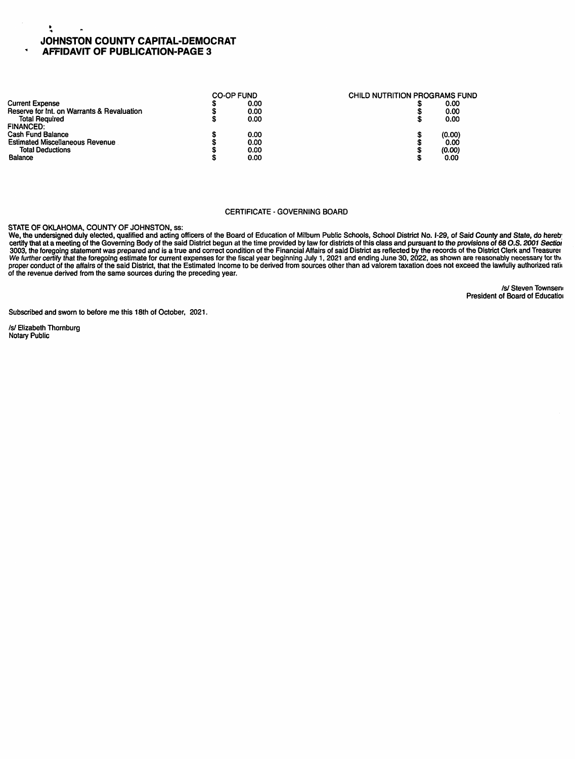**JOHNSTON COUNTY CAPITAL-DEMOCRAT**
**AFFIDAVIT OF PUBLICATION-PAGE 3**

| | CO-OP FUND | CHILD NUTRITION PROGRAMS FUND |
|---|---|---|
| Current Expense | $ 0.00 | $ 0.00 |
| Reserve for Int. on Warrants & Revaluation | $ 0.00 | $ 0.00 |
| Total Required | $ 0.00 | $ 0.00 |
| FINANCED: | | |
| Cash Fund Balance | $ 0.00 | $ (0.00) |
| Estimated Miscellaneous Revenue | $ 0.00 | $ 0.00 |
| Total Deductions | $ 0.00 | $ (0.00) |
| Balance | $ 0.00 | $ 0.00 |

CERTIFICATE - GOVERNING BOARD

STATE OF OKLAHOMA, COUNTY OF JOHNSTON, ss:
We, the undersigned duly elected, qualified and acting officers of the Board of Education of Milburn Public Schools, School District No. I-29, of Said County and State, do hereby certify that at a meeting of the Governing Body of the said District begun at the time provided by law for districts of this class and pursuant to the provisions of 68 O.S. 2001 Section 3003, the foregoing statement was prepared and is a true and correct condition of the Financial Affairs of said District as reflected by the records of the District Clerk and Treasurer. We further certify that the foregoing estimate for current expenses for the fiscal year beginning July 1, 2021 and ending June 30, 2022, as shown are reasonably necessary for the proper conduct of the affairs of the said District, that the Estimated Income to be derived from sources other than ad valorem taxation does not exceed the lawfully authorized ratio of the revenue derived from the same sources during the preceding year.

/s/ Steven Townsend
President of Board of Education

Subscribed and sworn to before me this 18th of October, 2021.

/s/ Elizabeth Thornburg
Notary Public